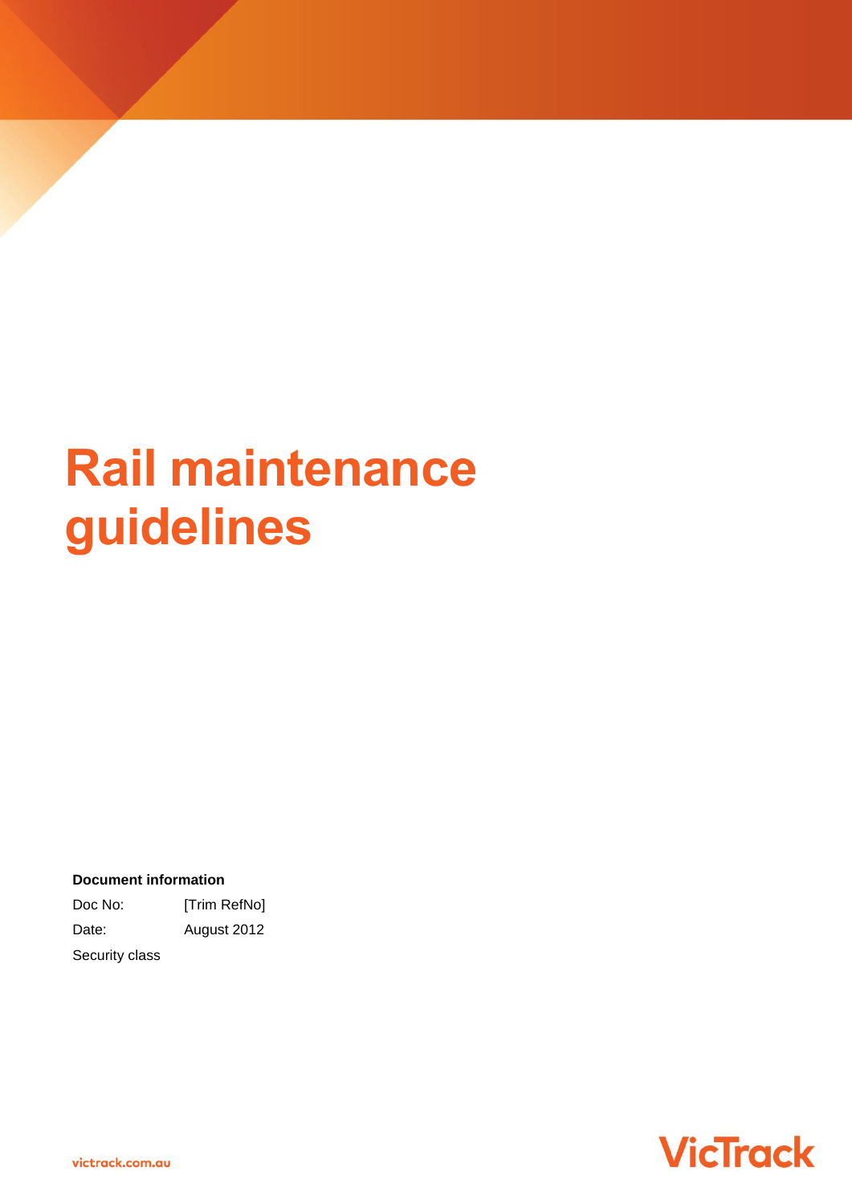# Rail maintenance guidelines

**Document information**

Doc No: [Trim RefNo]

Date: August 2012

Security class

victrack.com.au

VicTrack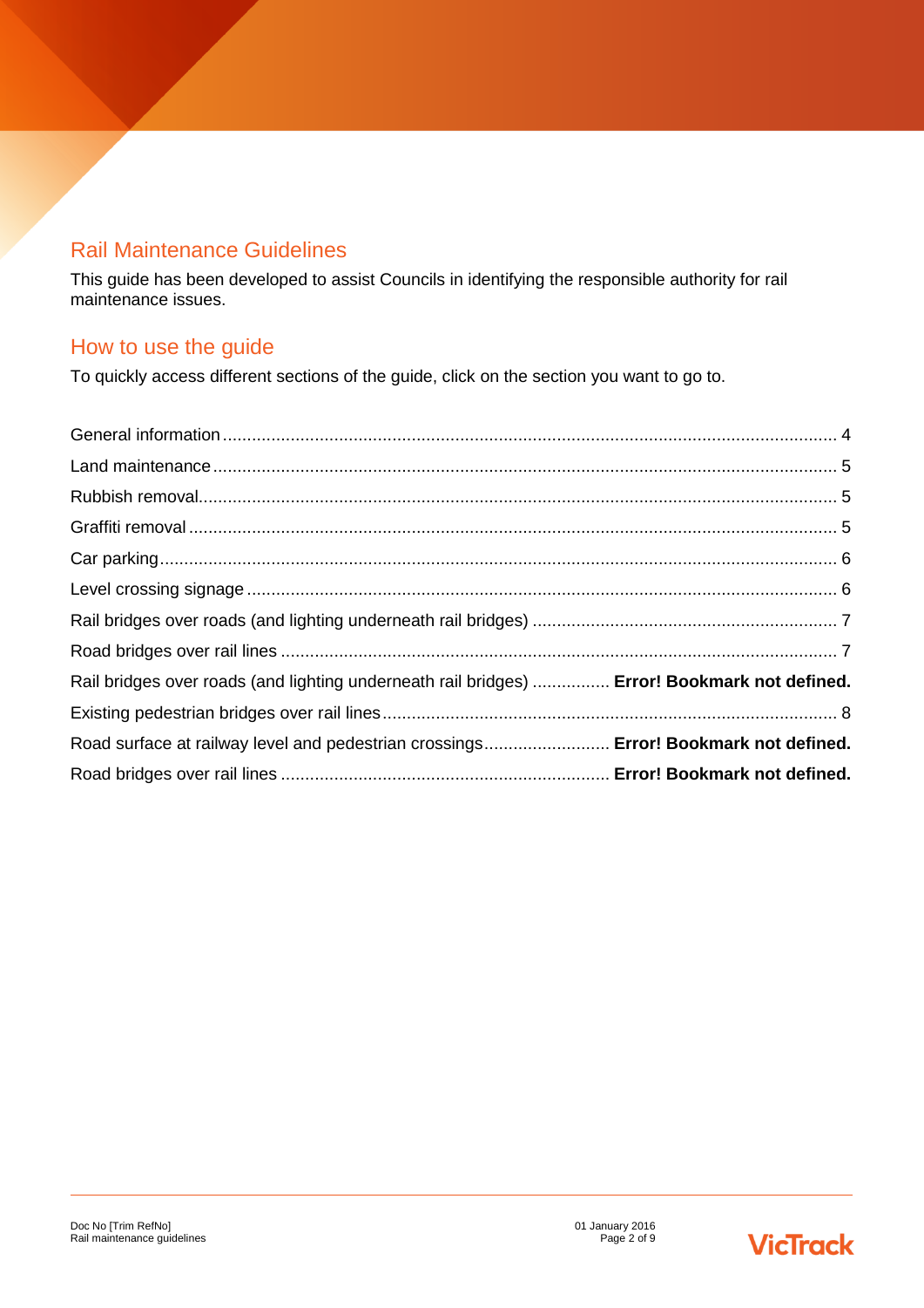## Rail Maintenance Guidelines

This guide has been developed to assist Councils in identifying the responsible authority for rail maintenance issues.

## How to use the guide

To quickly access different sections of the guide, click on the section you want to go to.

General information ........................................................................................ 4

Land maintenance ........................................................................................ 5

Rubbish removal ........................................................................................ 5

Graffiti removal ........................................................................................ 5

Car parking ........................................................................................ 6

Level crossing signage ........................................................................................ 6

Rail bridges over roads (and lighting underneath rail bridges) ........................................ 7

Road bridges over rail lines ........................................................................................ 7

Rail bridges over roads (and lighting underneath rail bridges) ................ **Error! Bookmark not defined.**

Existing pedestrian bridges over rail lines ........................................................................ 8

Road surface at railway level and pedestrian crossings.......................... **Error! Bookmark not defined.**

Road bridges over rail lines .................................................................... **Error! Bookmark not defined.**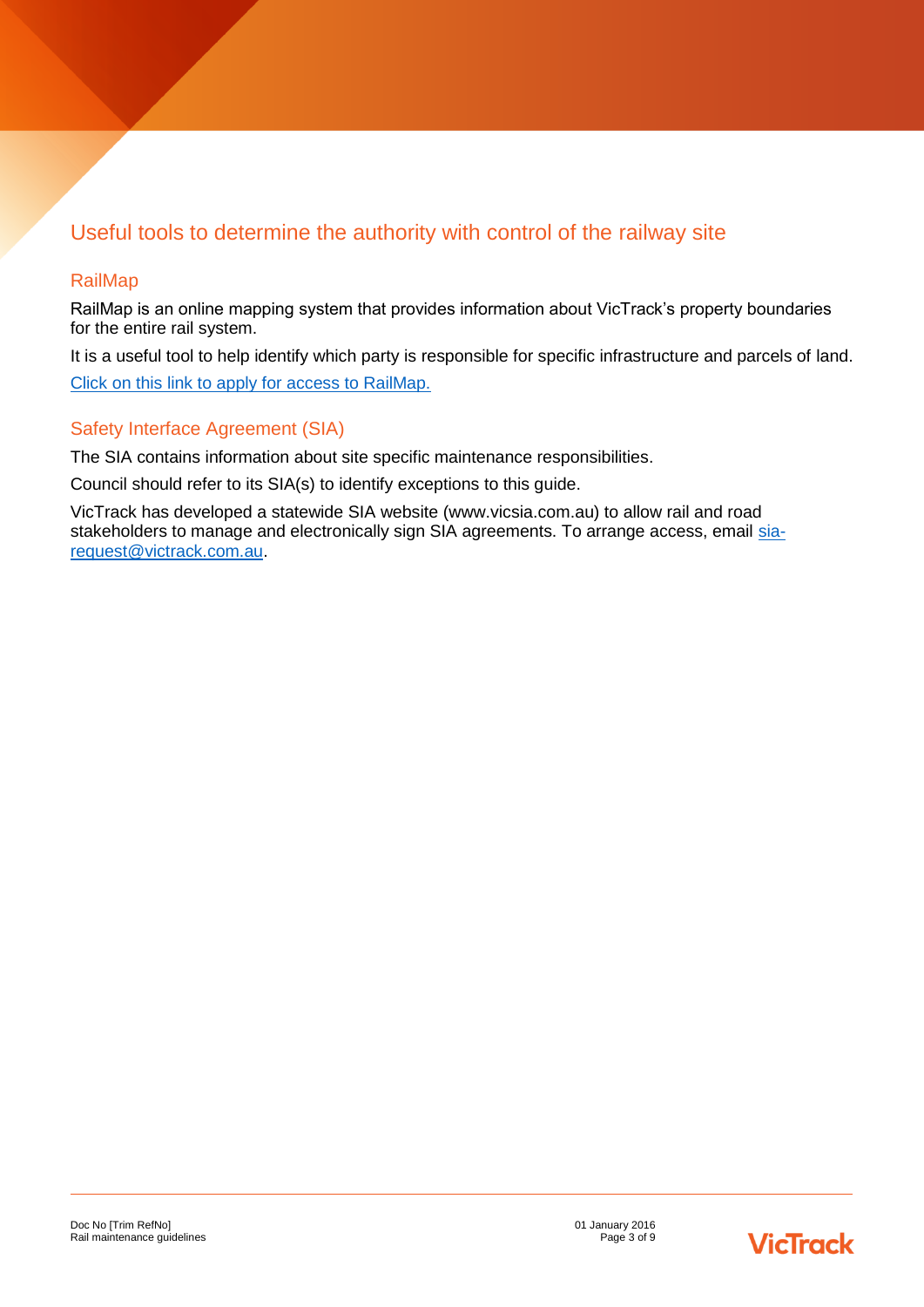## Useful tools to determine the authority with control of the railway site

### RailMap

RailMap is an online mapping system that provides information about VicTrack's property boundaries for the entire rail system.

It is a useful tool to help identify which party is responsible for specific infrastructure and parcels of land.

Click on this link to apply for access to RailMap.

### Safety Interface Agreement (SIA)

The SIA contains information about site specific maintenance responsibilities.

Council should refer to its SIA(s) to identify exceptions to this guide.

VicTrack has developed a statewide SIA website (www.vicsia.com.au) to allow rail and road stakeholders to manage and electronically sign SIA agreements. To arrange access, email sia-request@victrack.com.au.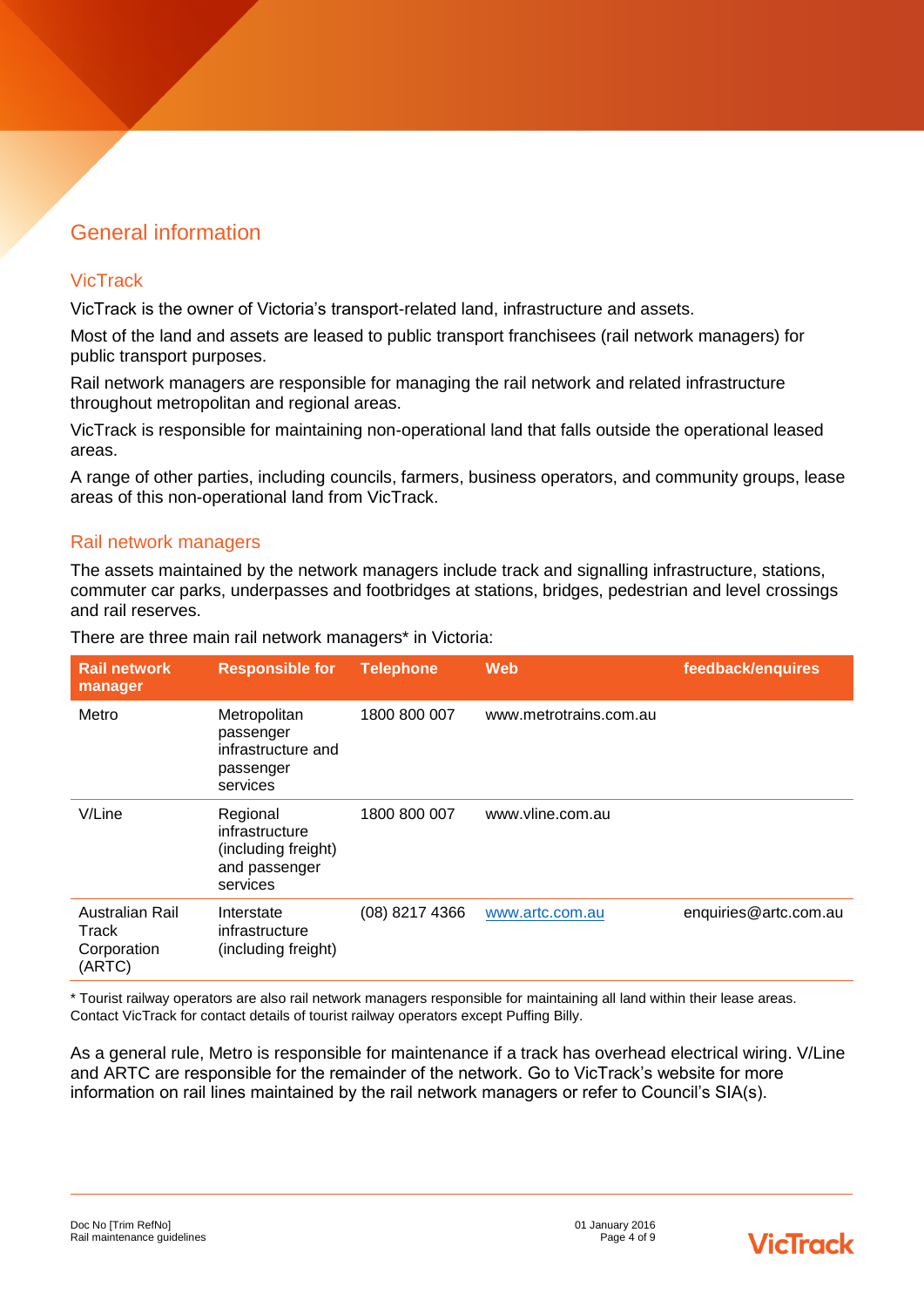# General information

## VicTrack

VicTrack is the owner of Victoria's transport-related land, infrastructure and assets.

Most of the land and assets are leased to public transport franchisees (rail network managers) for public transport purposes.

Rail network managers are responsible for managing the rail network and related infrastructure throughout metropolitan and regional areas.

VicTrack is responsible for maintaining non-operational land that falls outside the operational leased areas.

A range of other parties, including councils, farmers, business operators, and community groups, lease areas of this non-operational land from VicTrack.

## Rail network managers

The assets maintained by the network managers include track and signalling infrastructure, stations, commuter car parks, underpasses and footbridges at stations, bridges, pedestrian and level crossings and rail reserves.

There are three main rail network managers* in Victoria:

| Rail network manager | Responsible for | Telephone | Web | feedback/enquires |
|---|---|---|---|---|
| Metro | Metropolitan passenger infrastructure and passenger services | 1800 800 007 | www.metrotrains.com.au | |
| V/Line | Regional infrastructure (including freight) and passenger services | 1800 800 007 | www.vline.com.au | |
| Australian Rail Track Corporation (ARTC) | Interstate infrastructure (including freight) | (08) 8217 4366 | www.artc.com.au | enquiries@artc.com.au |

* Tourist railway operators are also rail network managers responsible for maintaining all land within their lease areas. Contact VicTrack for contact details of tourist railway operators except Puffing Billy.

As a general rule, Metro is responsible for maintenance if a track has overhead electrical wiring. V/Line and ARTC are responsible for the remainder of the network. Go to VicTrack's website for more information on rail lines maintained by the rail network managers or refer to Council's SIA(s).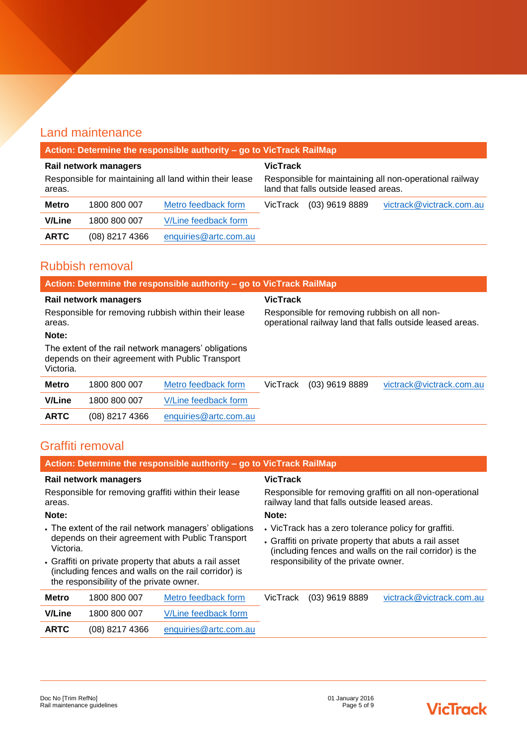## Land maintenance

| Action: Determine the responsible authority – go to VicTrack RailMap | | | | | |
|---|---|---|---|---|---|
| **Rail network managers**<br>Responsible for maintaining all land within their lease areas. | | | **VicTrack**<br>Responsible for maintaining all non-operational railway land that falls outside leased areas. | | |
| **Metro** | 1800 800 007 | Metro feedback form | VicTrack | (03) 9619 8889 | victrack@victrack.com.au |
| **V/Line** | 1800 800 007 | V/Line feedback form | | | |
| **ARTC** | (08) 8217 4366 | enquiries@artc.com.au | | | |

## Rubbish removal

| Action: Determine the responsible authority – go to VicTrack RailMap | | | | | |
|---|---|---|---|---|---|
| **Rail network managers**<br>Responsible for removing rubbish within their lease areas.<br>**Note:**<br>The extent of the rail network managers' obligations depends on their agreement with Public Transport Victoria. | | | **VicTrack**<br>Responsible for removing rubbish on all non-operational railway land that falls outside leased areas. | | |
| **Metro** | 1800 800 007 | Metro feedback form | VicTrack | (03) 9619 8889 | victrack@victrack.com.au |
| **V/Line** | 1800 800 007 | V/Line feedback form | | | |
| **ARTC** | (08) 8217 4366 | enquiries@artc.com.au | | | |

## Graffiti removal

| Action: Determine the responsible authority – go to VicTrack RailMap | | | | | |
|---|---|---|---|---|---|
| **Rail network managers**<br>Responsible for removing graffiti within their lease areas.<br>**Note:**<br>• The extent of the rail network managers' obligations depends on their agreement with Public Transport Victoria.<br>• Graffiti on private property that abuts a rail asset (including fences and walls on the rail corridor) is the responsibility of the private owner. | | | **VicTrack**<br>Responsible for removing graffiti on all non-operational railway land that falls outside leased areas.<br>**Note:**<br>• VicTrack has a zero tolerance policy for graffiti.<br>• Graffiti on private property that abuts a rail asset (including fences and walls on the rail corridor) is the responsibility of the private owner. | | |
| **Metro** | 1800 800 007 | Metro feedback form | VicTrack | (03) 9619 8889 | victrack@victrack.com.au |
| **V/Line** | 1800 800 007 | V/Line feedback form | | | |
| **ARTC** | (08) 8217 4366 | enquiries@artc.com.au | | | |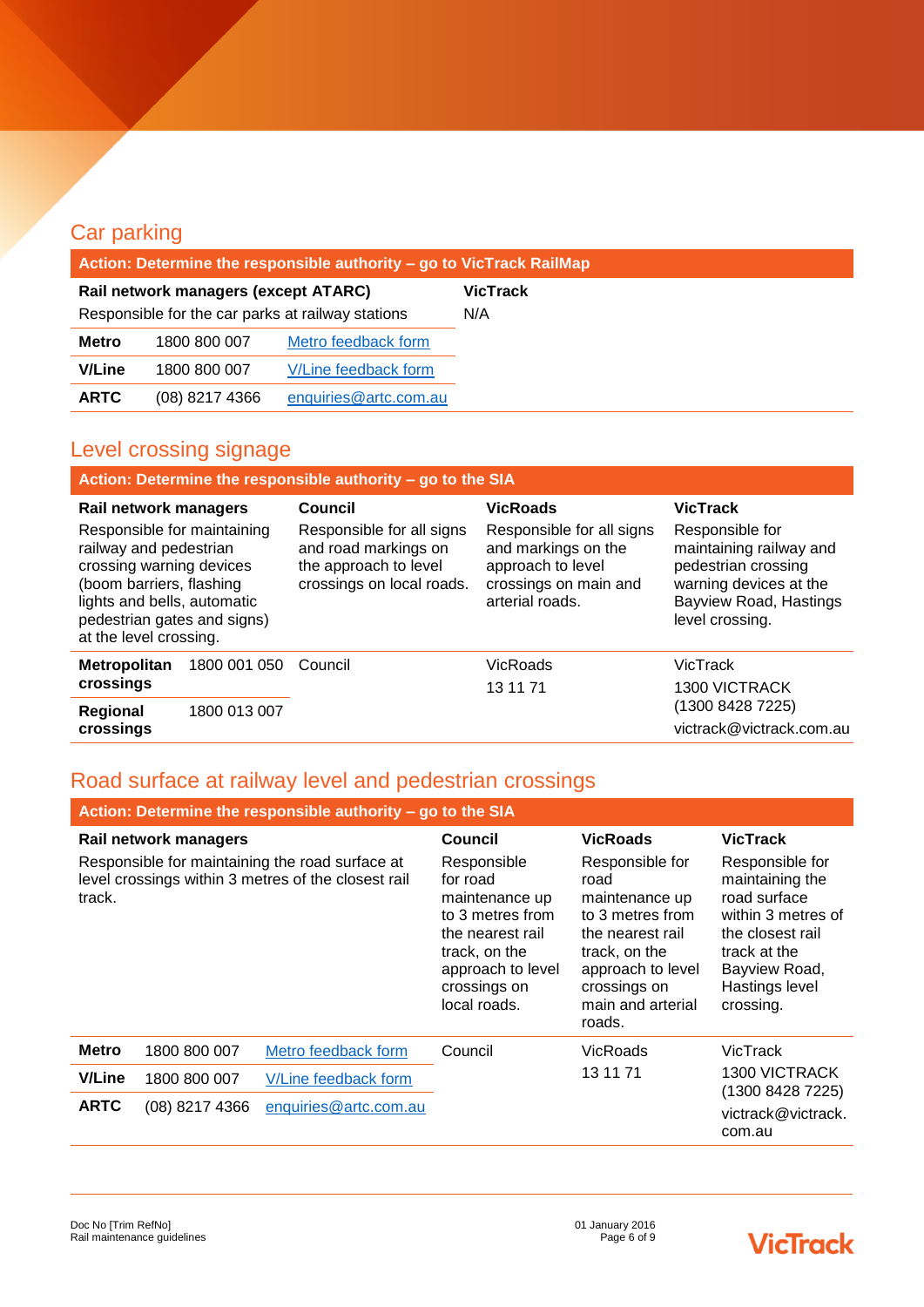## Car parking

**Action: Determine the responsible authority – go to VicTrack RailMap**

| **Rail network managers (except ATARC)** | | | **VicTrack** |
|---|---|---|---|
| Responsible for the car parks at railway stations | | | N/A |
| **Metro** | 1800 800 007 | [Metro feedback form]() | |
| **V/Line** | 1800 800 007 | [V/Line feedback form]() | |
| **ARTC** | (08) 8217 4366 | [enquiries@artc.com.au](mailto:enquiries@artc.com.au) | |

## Level crossing signage

**Action: Determine the responsible authority – go to the SIA**

| **Rail network managers** | | **Council** | **VicRoads** | **VicTrack** |
|---|---|---|---|---|
| Responsible for maintaining railway and pedestrian crossing warning devices (boom barriers, flashing lights and bells, automatic pedestrian gates and signs) at the level crossing. | | Responsible for all signs and road markings on the approach to level crossings on local roads. | Responsible for all signs and markings on the approach to level crossings on main and arterial roads. | Responsible for maintaining railway and pedestrian crossing warning devices at the Bayview Road, Hastings level crossing. |
| **Metropolitan crossings** | 1800 001 050 | Council | VicRoads 13 11 71 | VicTrack 1300 VICTRACK (1300 8428 7225) victrack@victrack.com.au |
| **Regional crossings** | 1800 013 007 | | | |

## Road surface at railway level and pedestrian crossings

**Action: Determine the responsible authority – go to the SIA**

| **Rail network managers** | | | **Council** | **VicRoads** | **VicTrack** |
|---|---|---|---|---|---|
| Responsible for maintaining the road surface at level crossings within 3 metres of the closest rail track. | | | Responsible for road maintenance up to 3 metres from the nearest rail track, on the approach to level crossings on local roads. | Responsible for road maintenance up to 3 metres from the nearest rail track, on the approach to level crossings on main and arterial roads. | Responsible for maintaining the road surface within 3 metres of the closest rail track at the Bayview Road, Hastings level crossing. |
| **Metro** | 1800 800 007 | [Metro feedback form]() | Council | VicRoads 13 11 71 | VicTrack 1300 VICTRACK (1300 8428 7225) victrack@victrack.com.au |
| **V/Line** | 1800 800 007 | [V/Line feedback form]() | | | |
| **ARTC** | (08) 8217 4366 | [enquiries@artc.com.au](mailto:enquiries@artc.com.au) | | | |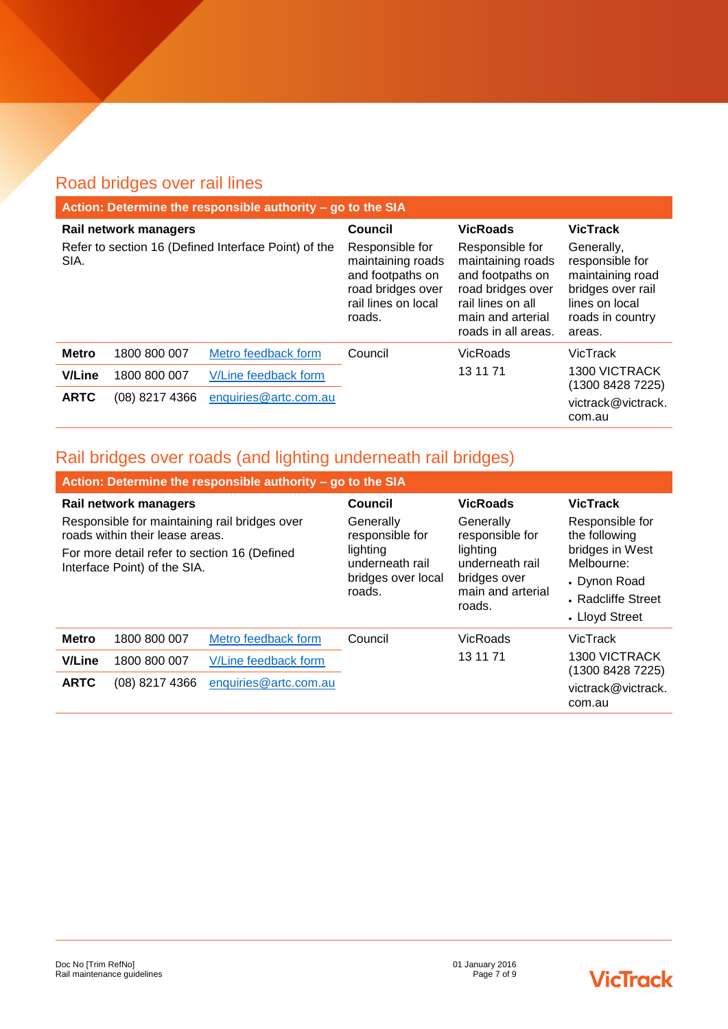## Road bridges over rail lines

| Action: Determine the responsible authority – go to the SIA | | | | | |
|---|---|---|---|---|---|
| **Rail network managers** | | | **Council** | **VicRoads** | **VicTrack** |
| Refer to section 16 (Defined Interface Point) of the SIA. | | | Responsible for maintaining roads and footpaths on road bridges over rail lines on local roads. | Responsible for maintaining roads and footpaths on road bridges over rail lines on all main and arterial roads in all areas. | Generally, responsible for maintaining road bridges over rail lines on local roads in country areas. |
| **Metro** | 1800 800 007 | Metro feedback form | Council | VicRoads<br>13 11 71 | VicTrack<br>1300 VICTRACK (1300 8428 7225)<br>victrack@victrack.com.au |
| **V/Line** | 1800 800 007 | V/Line feedback form | | | |
| **ARTC** | (08) 8217 4366 | enquiries@artc.com.au | | | |

## Rail bridges over roads (and lighting underneath rail bridges)

| Action: Determine the responsible authority – go to the SIA | | | | | |
|---|---|---|---|---|---|
| **Rail network managers** | | | **Council** | **VicRoads** | **VicTrack** |
| Responsible for maintaining rail bridges over roads within their lease areas.<br>For more detail refer to section 16 (Defined Interface Point) of the SIA. | | | Generally responsible for lighting underneath rail bridges over local roads. | Generally responsible for lighting underneath rail bridges over main and arterial roads. | Responsible for the following bridges in West Melbourne:<br>• Dynon Road<br>• Radcliffe Street<br>• Lloyd Street |
| **Metro** | 1800 800 007 | Metro feedback form | Council | VicRoads<br>13 11 71 | VicTrack<br>1300 VICTRACK (1300 8428 7225)<br>victrack@victrack.com.au |
| **V/Line** | 1800 800 007 | V/Line feedback form | | | |
| **ARTC** | (08) 8217 4366 | enquiries@artc.com.au | | | |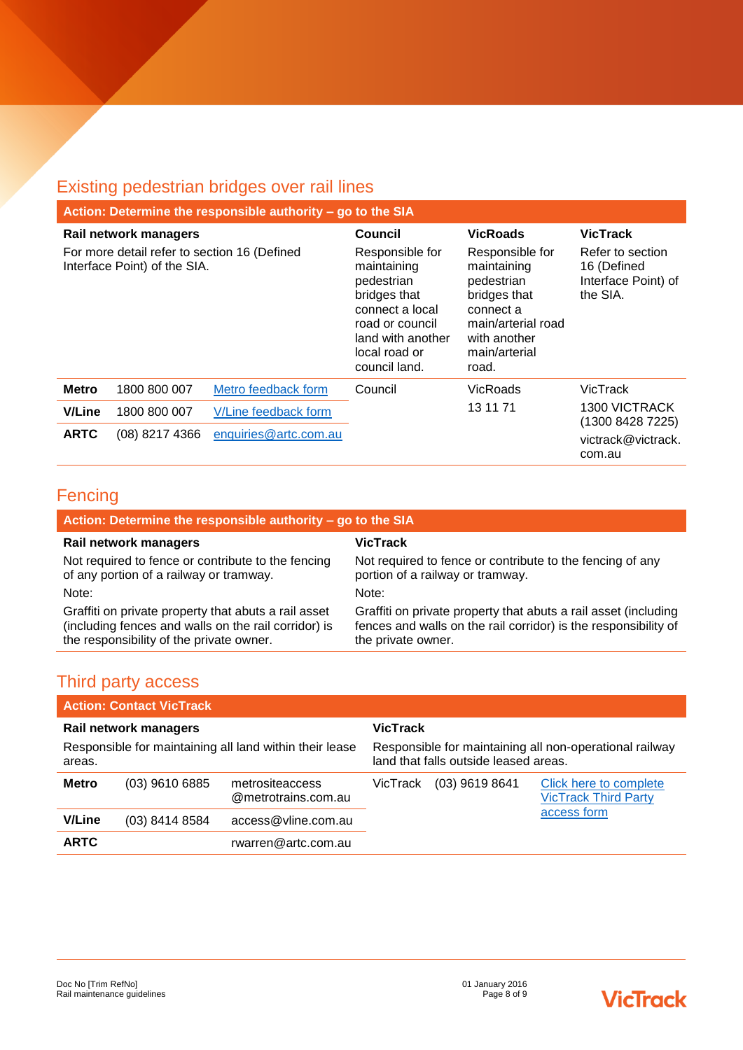## Existing pedestrian bridges over rail lines

**Action: Determine the responsible authority – go to the SIA**

| Rail network managers | | | Council | VicRoads | VicTrack |
|---|---|---|---|---|---|
| For more detail refer to section 16 (Defined Interface Point) of the SIA. | | | Responsible for maintaining pedestrian bridges that connect a local road or council land with another local road or council land. | Responsible for maintaining pedestrian bridges that connect a main/arterial road with another main/arterial road. | Refer to section 16 (Defined Interface Point) of the SIA. |
| **Metro** | 1800 800 007 | Metro feedback form | Council | VicRoads 13 11 71 | VicTrack 1300 VICTRACK (1300 8428 7225) victrack@victrack.com.au |
| **V/Line** | 1800 800 007 | V/Line feedback form | | | |
| **ARTC** | (08) 8217 4366 | enquiries@artc.com.au | | | |

## Fencing

**Action: Determine the responsible authority – go to the SIA**

| Rail network managers | VicTrack |
|---|---|
| Not required to fence or contribute to the fencing of any portion of a railway or tramway. | Not required to fence or contribute to the fencing of any portion of a railway or tramway. |
| Note: | Note: |
| Graffiti on private property that abuts a rail asset (including fences and walls on the rail corridor) is the responsibility of the private owner. | Graffiti on private property that abuts a rail asset (including fences and walls on the rail corridor) is the responsibility of the private owner. |

## Third party access

**Action: Contact VicTrack**

| Rail network managers | | | VicTrack | | |
|---|---|---|---|---|---|
| Responsible for maintaining all land within their lease areas. | | | Responsible for maintaining all non-operational railway land that falls outside leased areas. | | |
| **Metro** | (03) 9610 6885 | metrositeaccess@metrotrains.com.au | VicTrack | (03) 9619 8641 | Click here to complete VicTrack Third Party access form |
| **V/Line** | (03) 8414 8584 | access@vline.com.au | | | |
| **ARTC** | | rwarren@artc.com.au | | | |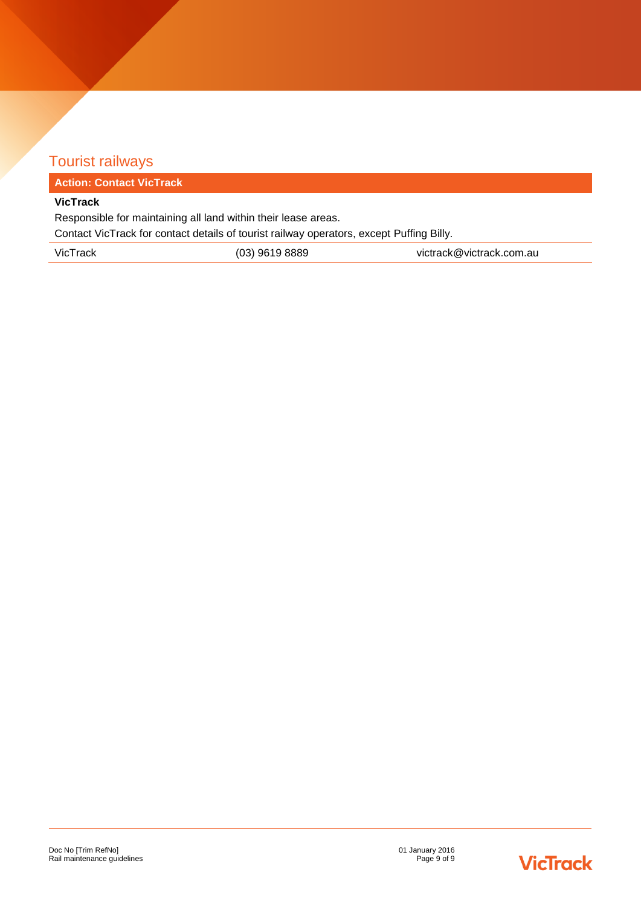# Tourist railways

**Action: Contact VicTrack**

**VicTrack**

Responsible for maintaining all land within their lease areas.

Contact VicTrack for contact details of tourist railway operators, except Puffing Billy.

| | | |
|---|---|---|
| VicTrack | (03) 9619 8889 | victrack@victrack.com.au |